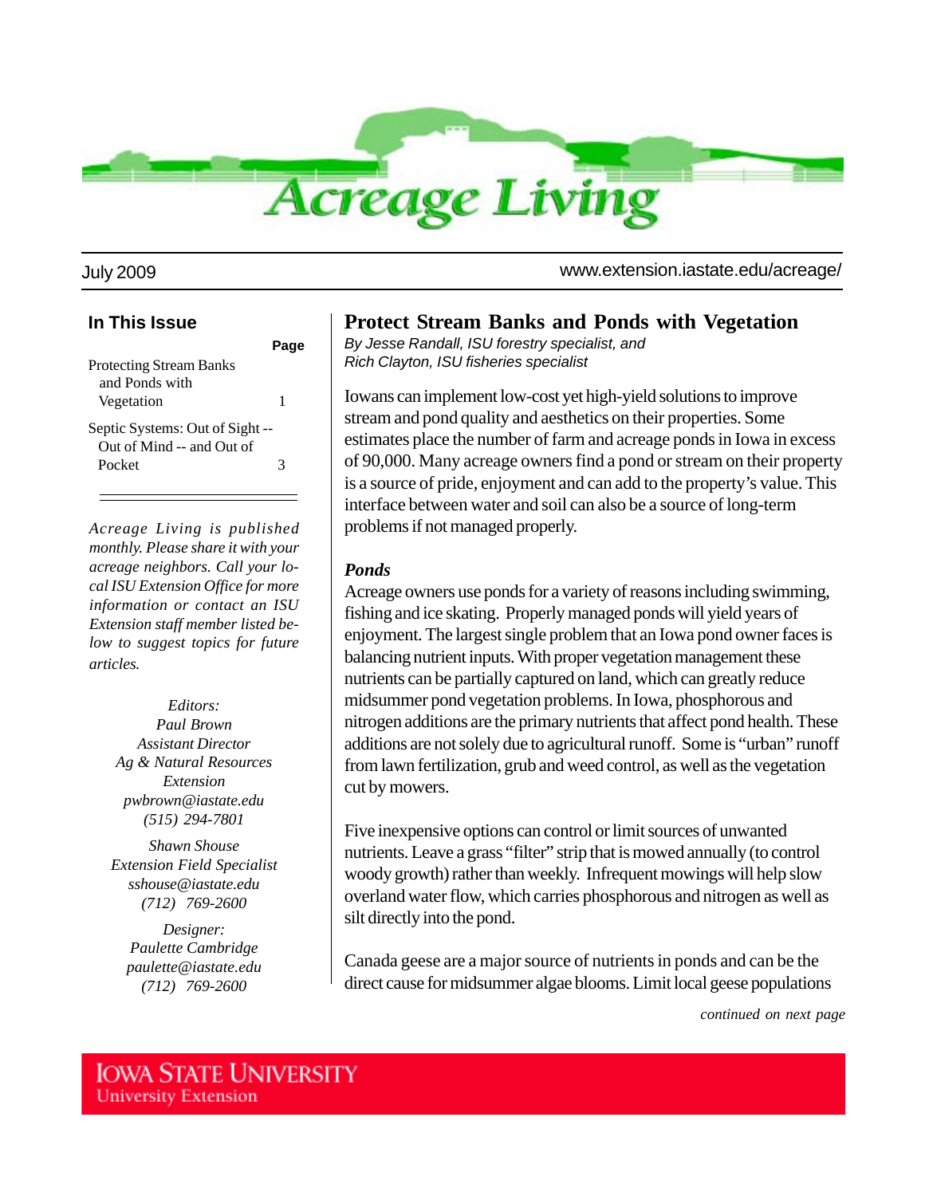# Acreage Living

July 2009

www.extension.iastate.edu/acreage/

## In This Issue

| | Page |
|---|---|
| Protecting Stream Banks and Ponds with Vegetation | 1 |
| Septic Systems: Out of Sight -- Out of Mind -- and Out of Pocket | 3 |

*Acreage Living is published monthly. Please share it with your acreage neighbors. Call your local ISU Extension Office for more information or contact an ISU Extension staff member listed below to suggest topics for future articles.*

*Editors:*
*Paul Brown*
*Assistant Director*
*Ag & Natural Resources Extension*
*pwbrown@iastate.edu*
*(515) 294-7801*

*Shawn Shouse*
*Extension Field Specialist*
*sshouse@iastate.edu*
*(712) 769-2600*

*Designer:*
*Paulette Cambridge*
*paulette@iastate.edu*
*(712) 769-2600*

# Protect Stream Banks and Ponds with Vegetation

*By Jesse Randall, ISU forestry specialist, and*
*Rich Clayton, ISU fisheries specialist*

Iowans can implement low-cost yet high-yield solutions to improve stream and pond quality and aesthetics on their properties. Some estimates place the number of farm and acreage ponds in Iowa in excess of 90,000. Many acreage owners find a pond or stream on their property is a source of pride, enjoyment and can add to the property's value. This interface between water and soil can also be a source of long-term problems if not managed properly.

### *Ponds*

Acreage owners use ponds for a variety of reasons including swimming, fishing and ice skating. Properly managed ponds will yield years of enjoyment. The largest single problem that an Iowa pond owner faces is balancing nutrient inputs. With proper vegetation management these nutrients can be partially captured on land, which can greatly reduce midsummer pond vegetation problems. In Iowa, phosphorous and nitrogen additions are the primary nutrients that affect pond health. These additions are not solely due to agricultural runoff. Some is "urban" runoff from lawn fertilization, grub and weed control, as well as the vegetation cut by mowers.

Five inexpensive options can control or limit sources of unwanted nutrients. Leave a grass "filter" strip that is mowed annually (to control woody growth) rather than weekly. Infrequent mowings will help slow overland water flow, which carries phosphorous and nitrogen as well as silt directly into the pond.

Canada geese are a major source of nutrients in ponds and can be the direct cause for midsummer algae blooms. Limit local geese populations

*continued on next page*

IOWA STATE UNIVERSITY
University Extension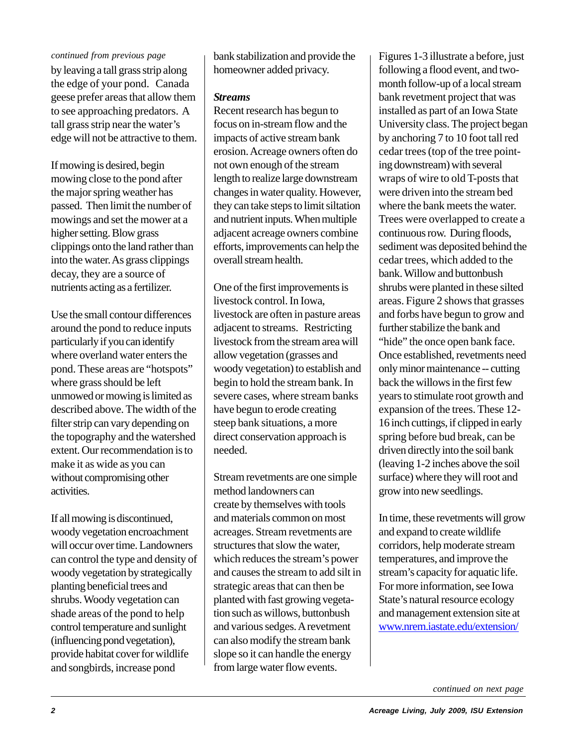*continued from previous page*

by leaving a tall grass strip along the edge of your pond. Canada geese prefer areas that allow them to see approaching predators. A tall grass strip near the water's edge will not be attractive to them.

If mowing is desired, begin mowing close to the pond after the major spring weather has passed. Then limit the number of mowings and set the mower at a higher setting. Blow grass clippings onto the land rather than into the water. As grass clippings decay, they are a source of nutrients acting as a fertilizer.

Use the small contour differences around the pond to reduce inputs particularly if you can identify where overland water enters the pond. These areas are "hotspots" where grass should be left unmowed or mowing is limited as described above. The width of the filter strip can vary depending on the topography and the watershed extent. Our recommendation is to make it as wide as you can without compromising other activities.

If all mowing is discontinued, woody vegetation encroachment will occur over time. Landowners can control the type and density of woody vegetation by strategically planting beneficial trees and shrubs. Woody vegetation can shade areas of the pond to help control temperature and sunlight (influencing pond vegetation), provide habitat cover for wildlife and songbirds, increase pond bank stabilization and provide the homeowner added privacy.

***Streams***

Recent research has begun to focus on in-stream flow and the impacts of active stream bank erosion. Acreage owners often do not own enough of the stream length to realize large downstream changes in water quality. However, they can take steps to limit siltation and nutrient inputs. When multiple adjacent acreage owners combine efforts, improvements can help the overall stream health.

One of the first improvements is livestock control. In Iowa, livestock are often in pasture areas adjacent to streams. Restricting livestock from the stream area will allow vegetation (grasses and woody vegetation) to establish and begin to hold the stream bank. In severe cases, where stream banks have begun to erode creating steep bank situations, a more direct conservation approach is needed.

Stream revetments are one simple method landowners can create by themselves with tools and materials common on most acreages. Stream revetments are structures that slow the water, which reduces the stream's power and causes the stream to add silt in strategic areas that can then be planted with fast growing vegetation such as willows, buttonbush and various sedges. A revetment can also modify the stream bank slope so it can handle the energy from large water flow events.

Figures 1-3 illustrate a before, just following a flood event, and two-month follow-up of a local stream bank revetment project that was installed as part of an Iowa State University class. The project began by anchoring 7 to 10 foot tall red cedar trees (top of the tree pointing downstream) with several wraps of wire to old T-posts that were driven into the stream bed where the bank meets the water. Trees were overlapped to create a continuous row. During floods, sediment was deposited behind the cedar trees, which added to the bank. Willow and buttonbush shrubs were planted in these silted areas. Figure 2 shows that grasses and forbs have begun to grow and further stabilize the bank and "hide" the once open bank face. Once established, revetments need only minor maintenance -- cutting back the willows in the first few years to stimulate root growth and expansion of the trees. These 12-16 inch cuttings, if clipped in early spring before bud break, can be driven directly into the soil bank (leaving 1-2 inches above the soil surface) where they will root and grow into new seedlings.

In time, these revetments will grow and expand to create wildlife corridors, help moderate stream temperatures, and improve the stream's capacity for aquatic life. For more information, see Iowa State's natural resource ecology and management extension site at [www.nrem.iastate.edu/extension/](http://www.nrem.iastate.edu/extension/)

*continued on next page*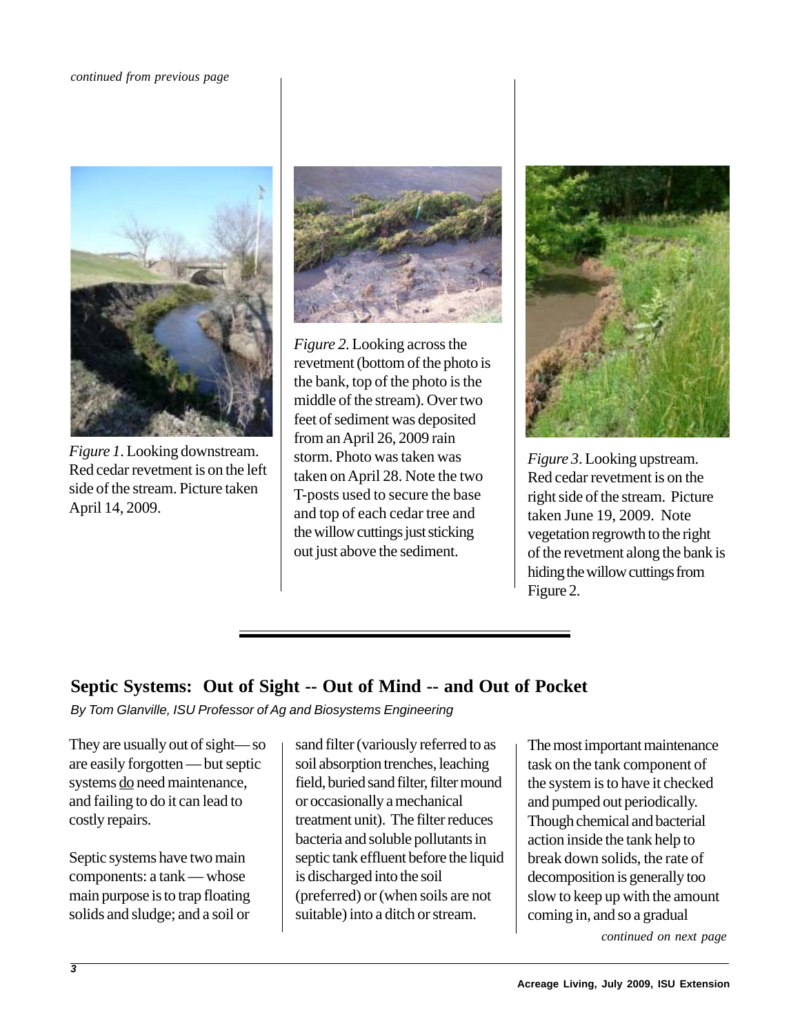*continued from previous page*

*Figure 1*. Looking downstream. Red cedar revetment is on the left side of the stream. Picture taken April 14, 2009.

*Figure 2*. Looking across the revetment (bottom of the photo is the bank, top of the photo is the middle of the stream). Over two feet of sediment was deposited from an April 26, 2009 rain storm. Photo was taken was taken on April 28. Note the two T-posts used to secure the base and top of each cedar tree and the willow cuttings just sticking out just above the sediment.

*Figure 3*. Looking upstream. Red cedar revetment is on the right side of the stream. Picture taken June 19, 2009. Note vegetation regrowth to the right of the revetment along the bank is hiding the willow cuttings from Figure 2.

## Septic Systems: Out of Sight -- Out of Mind -- and Out of Pocket

*By Tom Glanville, ISU Professor of Ag and Biosystems Engineering*

They are usually out of sight— so are easily forgotten — but septic systems <u>do</u> need maintenance, and failing to do it can lead to costly repairs.

Septic systems have two main components: a tank — whose main purpose is to trap floating solids and sludge; and a soil or sand filter (variously referred to as soil absorption trenches, leaching field, buried sand filter, filter mound or occasionally a mechanical treatment unit). The filter reduces bacteria and soluble pollutants in septic tank effluent before the liquid is discharged into the soil (preferred) or (when soils are not suitable) into a ditch or stream.

The most important maintenance task on the tank component of the system is to have it checked and pumped out periodically. Though chemical and bacterial action inside the tank help to break down solids, the rate of decomposition is generally too slow to keep up with the amount coming in, and so a gradual

*continued on next page*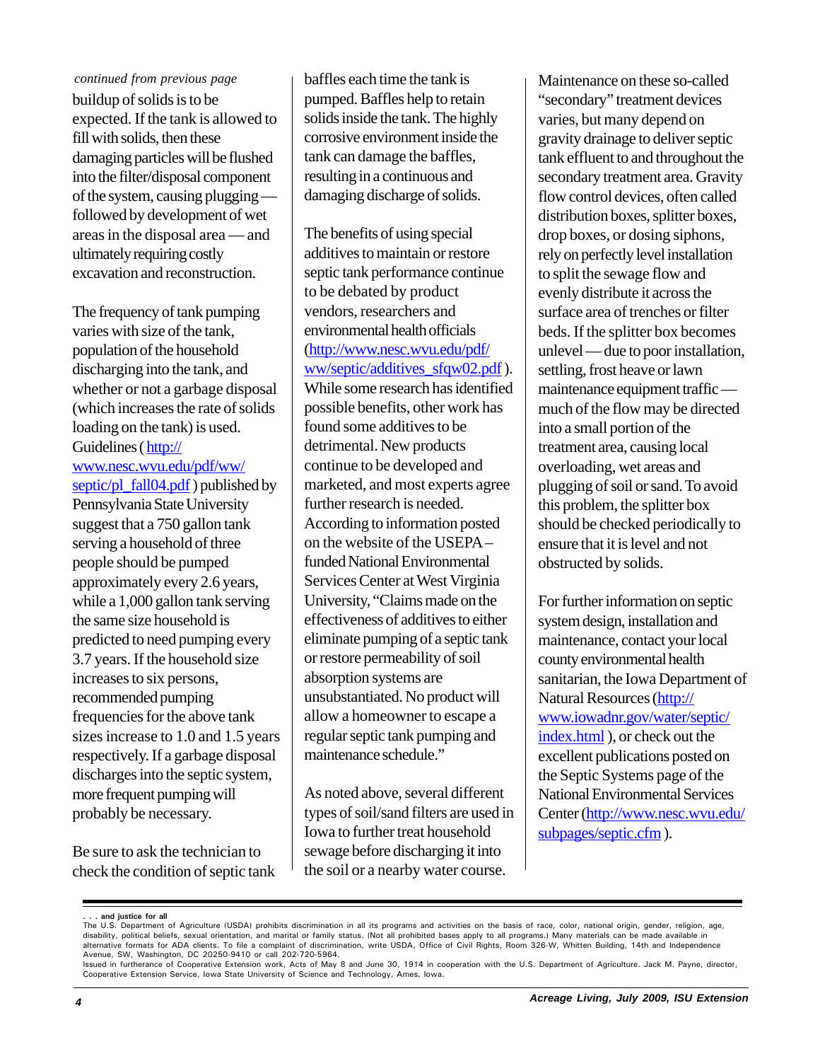*continued from previous page*

buildup of solids is to be expected. If the tank is allowed to fill with solids, then these damaging particles will be flushed into the filter/disposal component of the system, causing plugging — followed by development of wet areas in the disposal area — and ultimately requiring costly excavation and reconstruction.

The frequency of tank pumping varies with size of the tank, population of the household discharging into the tank, and whether or not a garbage disposal (which increases the rate of solids loading on the tank) is used. Guidelines ( http://www.nesc.wvu.edu/pdf/ww/septic/pl_fall04.pdf ) published by Pennsylvania State University suggest that a 750 gallon tank serving a household of three people should be pumped approximately every 2.6 years, while a 1,000 gallon tank serving the same size household is predicted to need pumping every 3.7 years. If the household size increases to six persons, recommended pumping frequencies for the above tank sizes increase to 1.0 and 1.5 years respectively. If a garbage disposal discharges into the septic system, more frequent pumping will probably be necessary.

Be sure to ask the technician to check the condition of septic tank baffles each time the tank is pumped. Baffles help to retain solids inside the tank. The highly corrosive environment inside the tank can damage the baffles, resulting in a continuous and damaging discharge of solids.

The benefits of using special additives to maintain or restore septic tank performance continue to be debated by product vendors, researchers and environmental health officials (http://www.nesc.wvu.edu/pdf/ww/septic/additives_sfqw02.pdf ). While some research has identified possible benefits, other work has found some additives to be detrimental. New products continue to be developed and marketed, and most experts agree further research is needed. According to information posted on the website of the USEPA–funded National Environmental Services Center at West Virginia University, "Claims made on the effectiveness of additives to either eliminate pumping of a septic tank or restore permeability of soil absorption systems are unsubstantiated. No product will allow a homeowner to escape a regular septic tank pumping and maintenance schedule."

As noted above, several different types of soil/sand filters are used in Iowa to further treat household sewage before discharging it into the soil or a nearby water course. Maintenance on these so-called "secondary" treatment devices varies, but many depend on gravity drainage to deliver septic tank effluent to and throughout the secondary treatment area. Gravity flow control devices, often called distribution boxes, splitter boxes, drop boxes, or dosing siphons, rely on perfectly level installation to split the sewage flow and evenly distribute it across the surface area of trenches or filter beds. If the splitter box becomes unlevel — due to poor installation, settling, frost heave or lawn maintenance equipment traffic — much of the flow may be directed into a small portion of the treatment area, causing local overloading, wet areas and plugging of soil or sand. To avoid this problem, the splitter box should be checked periodically to ensure that it is level and not obstructed by solids.

For further information on septic system design, installation and maintenance, contact your local county environmental health sanitarian, the Iowa Department of Natural Resources (http://www.iowadnr.gov/water/septic/index.html ), or check out the excellent publications posted on the Septic Systems page of the National Environmental Services Center (http://www.nesc.wvu.edu/subpages/septic.cfm ).

**. . . and justice for all**

The U.S. Department of Agriculture (USDA) prohibits discrimination in all its programs and activities on the basis of race, color, national origin, gender, religion, age, disability, political beliefs, sexual orientation, and marital or family status. (Not all prohibited bases apply to all programs.) Many materials can be made available in alternative formats for ADA clients. To file a complaint of discrimination, write USDA, Office of Civil Rights, Room 326-W, Whitten Building, 14th and Independence Avenue, SW, Washington, DC 20250-9410 or call 202-720-5964.

Issued in furtherance of Cooperative Extension work, Acts of May 8 and June 30, 1914 in cooperation with the U.S. Department of Agriculture. Jack M. Payne, director, Cooperative Extension Service, Iowa State University of Science and Technology, Ames, Iowa.